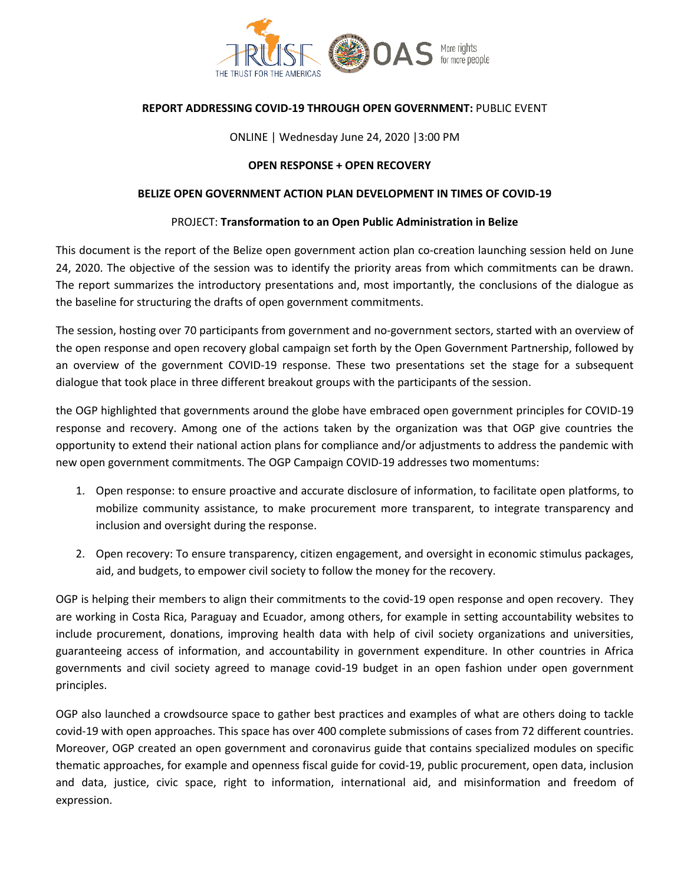**REPORT ADDRESSING COVID-19 THROUGH OPEN GOVERNMENT:** PUBLIC EVENT

ONLINE | Wednesday June 24, 2020 |3:00 PM

**OPEN RESPONSE + OPEN RECOVERY**

**BELIZE OPEN GOVERNMENT ACTION PLAN DEVELOPMENT IN TIMES OF COVID-19**

PROJECT: **Transformation to an Open Public Administration in Belize**

This document is the report of the Belize open government action plan co-creation launching session held on June 24, 2020. The objective of the session was to identify the priority areas from which commitments can be drawn. The report summarizes the introductory presentations and, most importantly, the conclusions of the dialogue as the baseline for structuring the drafts of open government commitments.

The session, hosting over 70 participants from government and no-government sectors, started with an overview of the open response and open recovery global campaign set forth by the Open Government Partnership, followed by an overview of the government COVID-19 response. These two presentations set the stage for a subsequent dialogue that took place in three different breakout groups with the participants of the session.

the OGP highlighted that governments around the globe have embraced open government principles for COVID-19 response and recovery. Among one of the actions taken by the organization was that OGP give countries the opportunity to extend their national action plans for compliance and/or adjustments to address the pandemic with new open government commitments. The OGP Campaign COVID-19 addresses two momentums:

1. Open response: to ensure proactive and accurate disclosure of information, to facilitate open platforms, to mobilize community assistance, to make procurement more transparent, to integrate transparency and inclusion and oversight during the response.
2. Open recovery: To ensure transparency, citizen engagement, and oversight in economic stimulus packages, aid, and budgets, to empower civil society to follow the money for the recovery.

OGP is helping their members to align their commitments to the covid-19 open response and open recovery. They are working in Costa Rica, Paraguay and Ecuador, among others, for example in setting accountability websites to include procurement, donations, improving health data with help of civil society organizations and universities, guaranteeing access of information, and accountability in government expenditure. In other countries in Africa governments and civil society agreed to manage covid-19 budget in an open fashion under open government principles.

OGP also launched a crowdsource space to gather best practices and examples of what are others doing to tackle covid-19 with open approaches. This space has over 400 complete submissions of cases from 72 different countries. Moreover, OGP created an open government and coronavirus guide that contains specialized modules on specific thematic approaches, for example and openness fiscal guide for covid-19, public procurement, open data, inclusion and data, justice, civic space, right to information, international aid, and misinformation and freedom of expression.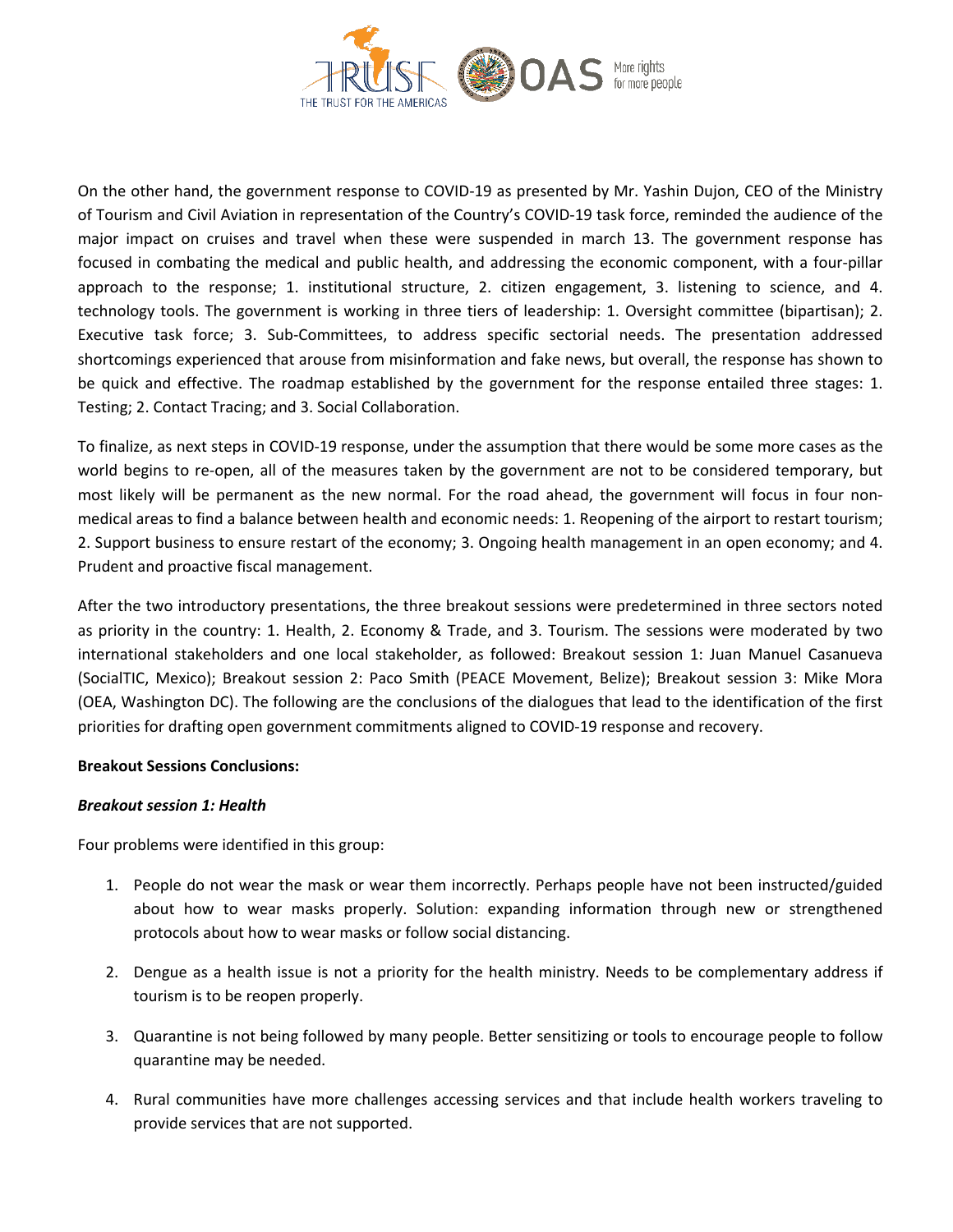On the other hand, the government response to COVID-19 as presented by Mr. Yashin Dujon, CEO of the Ministry of Tourism and Civil Aviation in representation of the Country's COVID-19 task force, reminded the audience of the major impact on cruises and travel when these were suspended in march 13. The government response has focused in combating the medical and public health, and addressing the economic component, with a four-pillar approach to the response; 1. institutional structure, 2. citizen engagement, 3. listening to science, and 4. technology tools. The government is working in three tiers of leadership: 1. Oversight committee (bipartisan); 2. Executive task force; 3. Sub-Committees, to address specific sectorial needs. The presentation addressed shortcomings experienced that arouse from misinformation and fake news, but overall, the response has shown to be quick and effective. The roadmap established by the government for the response entailed three stages: 1. Testing; 2. Contact Tracing; and 3. Social Collaboration.

To finalize, as next steps in COVID-19 response, under the assumption that there would be some more cases as the world begins to re-open, all of the measures taken by the government are not to be considered temporary, but most likely will be permanent as the new normal. For the road ahead, the government will focus in four non-medical areas to find a balance between health and economic needs: 1. Reopening of the airport to restart tourism; 2. Support business to ensure restart of the economy; 3. Ongoing health management in an open economy; and 4. Prudent and proactive fiscal management.

After the two introductory presentations, the three breakout sessions were predetermined in three sectors noted as priority in the country: 1. Health, 2. Economy & Trade, and 3. Tourism. The sessions were moderated by two international stakeholders and one local stakeholder, as followed: Breakout session 1: Juan Manuel Casanueva (SocialTIC, Mexico); Breakout session 2: Paco Smith (PEACE Movement, Belize); Breakout session 3: Mike Mora (OEA, Washington DC). The following are the conclusions of the dialogues that lead to the identification of the first priorities for drafting open government commitments aligned to COVID-19 response and recovery.

**Breakout Sessions Conclusions:**

***Breakout session 1: Health***

Four problems were identified in this group:

1. People do not wear the mask or wear them incorrectly. Perhaps people have not been instructed/guided about how to wear masks properly. Solution: expanding information through new or strengthened protocols about how to wear masks or follow social distancing.
2. Dengue as a health issue is not a priority for the health ministry. Needs to be complementary address if tourism is to be reopen properly.
3. Quarantine is not being followed by many people. Better sensitizing or tools to encourage people to follow quarantine may be needed.
4. Rural communities have more challenges accessing services and that include health workers traveling to provide services that are not supported.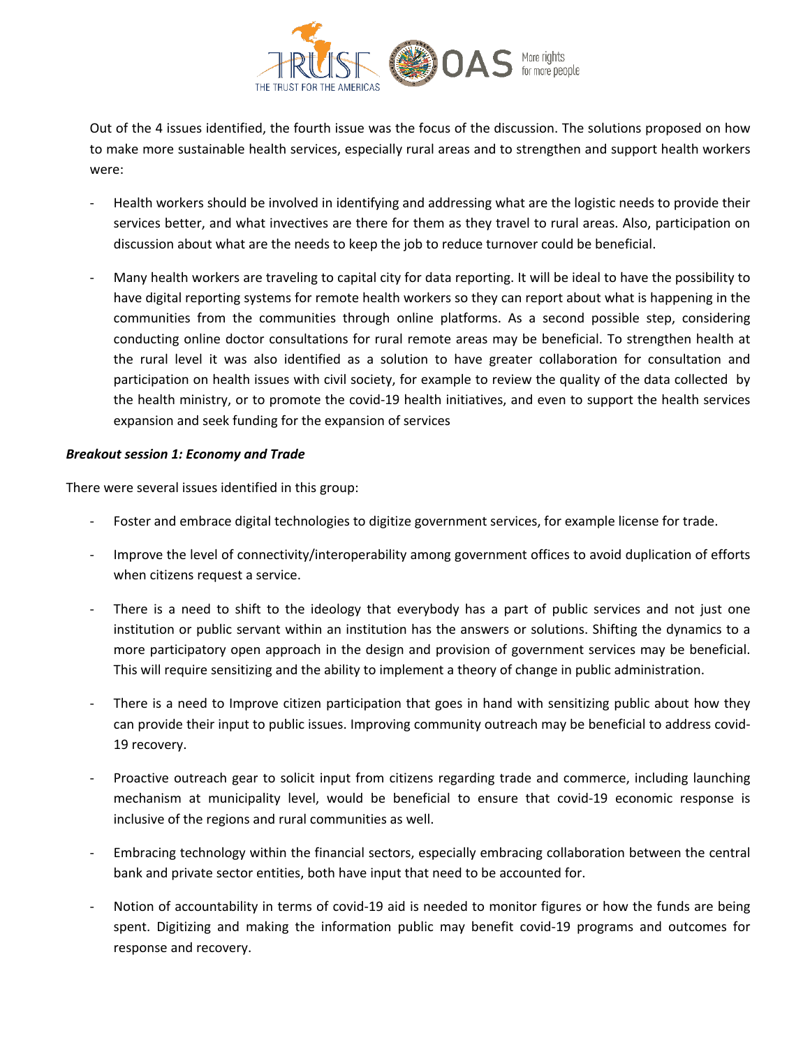Out of the 4 issues identified, the fourth issue was the focus of the discussion. The solutions proposed on how to make more sustainable health services, especially rural areas and to strengthen and support health workers were:

- Health workers should be involved in identifying and addressing what are the logistic needs to provide their services better, and what invectives are there for them as they travel to rural areas. Also, participation on discussion about what are the needs to keep the job to reduce turnover could be beneficial.

- Many health workers are traveling to capital city for data reporting. It will be ideal to have the possibility to have digital reporting systems for remote health workers so they can report about what is happening in the communities from the communities through online platforms. As a second possible step, considering conducting online doctor consultations for rural remote areas may be beneficial. To strengthen health at the rural level it was also identified as a solution to have greater collaboration for consultation and participation on health issues with civil society, for example to review the quality of the data collected by the health ministry, or to promote the covid-19 health initiatives, and even to support the health services expansion and seek funding for the expansion of services

***Breakout session 1: Economy and Trade***

There were several issues identified in this group:

- Foster and embrace digital technologies to digitize government services, for example license for trade.

- Improve the level of connectivity/interoperability among government offices to avoid duplication of efforts when citizens request a service.

- There is a need to shift to the ideology that everybody has a part of public services and not just one institution or public servant within an institution has the answers or solutions. Shifting the dynamics to a more participatory open approach in the design and provision of government services may be beneficial. This will require sensitizing and the ability to implement a theory of change in public administration.

- There is a need to Improve citizen participation that goes in hand with sensitizing public about how they can provide their input to public issues. Improving community outreach may be beneficial to address covid-19 recovery.

- Proactive outreach gear to solicit input from citizens regarding trade and commerce, including launching mechanism at municipality level, would be beneficial to ensure that covid-19 economic response is inclusive of the regions and rural communities as well.

- Embracing technology within the financial sectors, especially embracing collaboration between the central bank and private sector entities, both have input that need to be accounted for.

- Notion of accountability in terms of covid-19 aid is needed to monitor figures or how the funds are being spent. Digitizing and making the information public may benefit covid-19 programs and outcomes for response and recovery.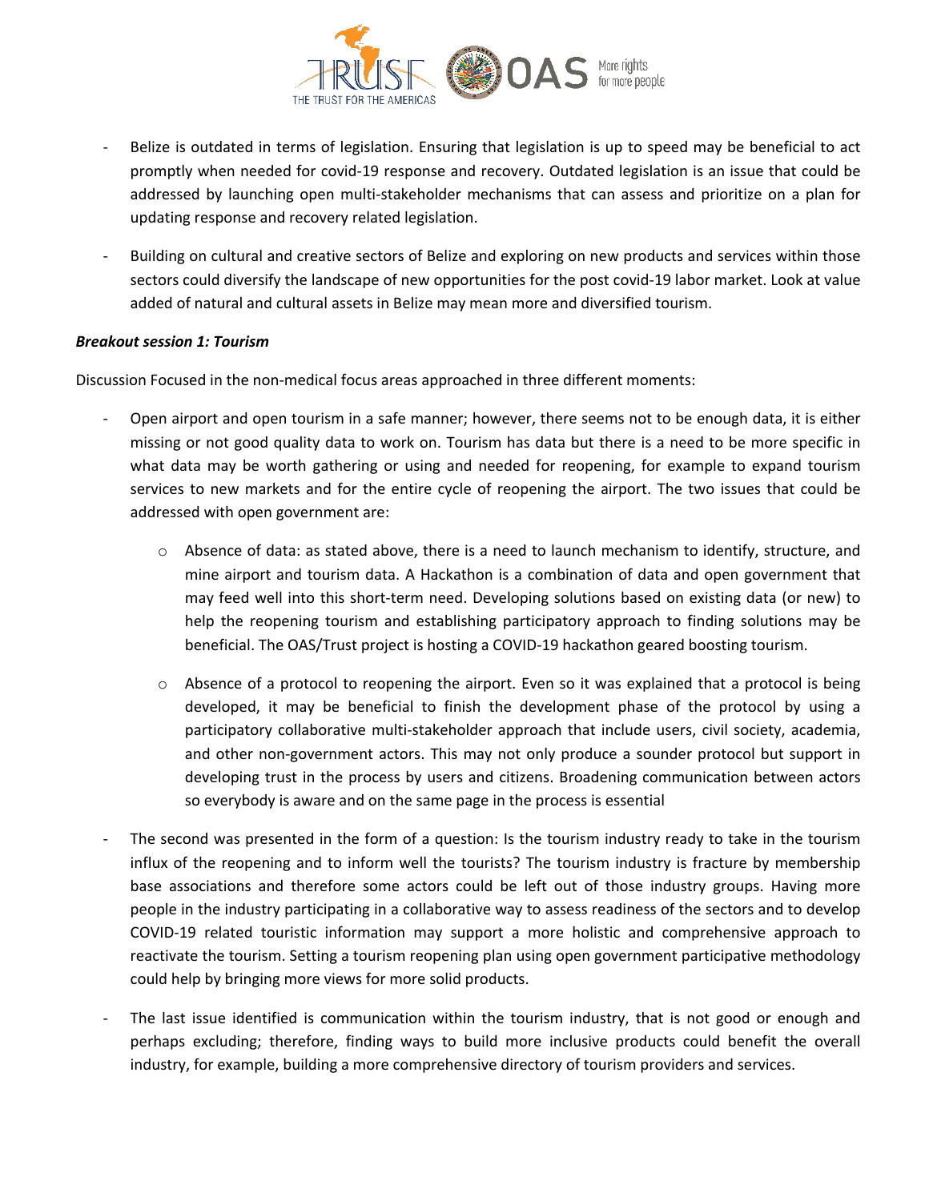- Belize is outdated in terms of legislation. Ensuring that legislation is up to speed may be beneficial to act promptly when needed for covid-19 response and recovery. Outdated legislation is an issue that could be addressed by launching open multi-stakeholder mechanisms that can assess and prioritize on a plan for updating response and recovery related legislation.

- Building on cultural and creative sectors of Belize and exploring on new products and services within those sectors could diversify the landscape of new opportunities for the post covid-19 labor market. Look at value added of natural and cultural assets in Belize may mean more and diversified tourism.

***Breakout session 1: Tourism***

Discussion Focused in the non-medical focus areas approached in three different moments:

- Open airport and open tourism in a safe manner; however, there seems not to be enough data, it is either missing or not good quality data to work on. Tourism has data but there is a need to be more specific in what data may be worth gathering or using and needed for reopening, for example to expand tourism services to new markets and for the entire cycle of reopening the airport. The two issues that could be addressed with open government are:

    - Absence of data: as stated above, there is a need to launch mechanism to identify, structure, and mine airport and tourism data. A Hackathon is a combination of data and open government that may feed well into this short-term need. Developing solutions based on existing data (or new) to help the reopening tourism and establishing participatory approach to finding solutions may be beneficial. The OAS/Trust project is hosting a COVID-19 hackathon geared boosting tourism.

    - Absence of a protocol to reopening the airport. Even so it was explained that a protocol is being developed, it may be beneficial to finish the development phase of the protocol by using a participatory collaborative multi-stakeholder approach that include users, civil society, academia, and other non-government actors. This may not only produce a sounder protocol but support in developing trust in the process by users and citizens. Broadening communication between actors so everybody is aware and on the same page in the process is essential

- The second was presented in the form of a question: Is the tourism industry ready to take in the tourism influx of the reopening and to inform well the tourists? The tourism industry is fracture by membership base associations and therefore some actors could be left out of those industry groups. Having more people in the industry participating in a collaborative way to assess readiness of the sectors and to develop COVID-19 related touristic information may support a more holistic and comprehensive approach to reactivate the tourism. Setting a tourism reopening plan using open government participative methodology could help by bringing more views for more solid products.

- The last issue identified is communication within the tourism industry, that is not good or enough and perhaps excluding; therefore, finding ways to build more inclusive products could benefit the overall industry, for example, building a more comprehensive directory of tourism providers and services.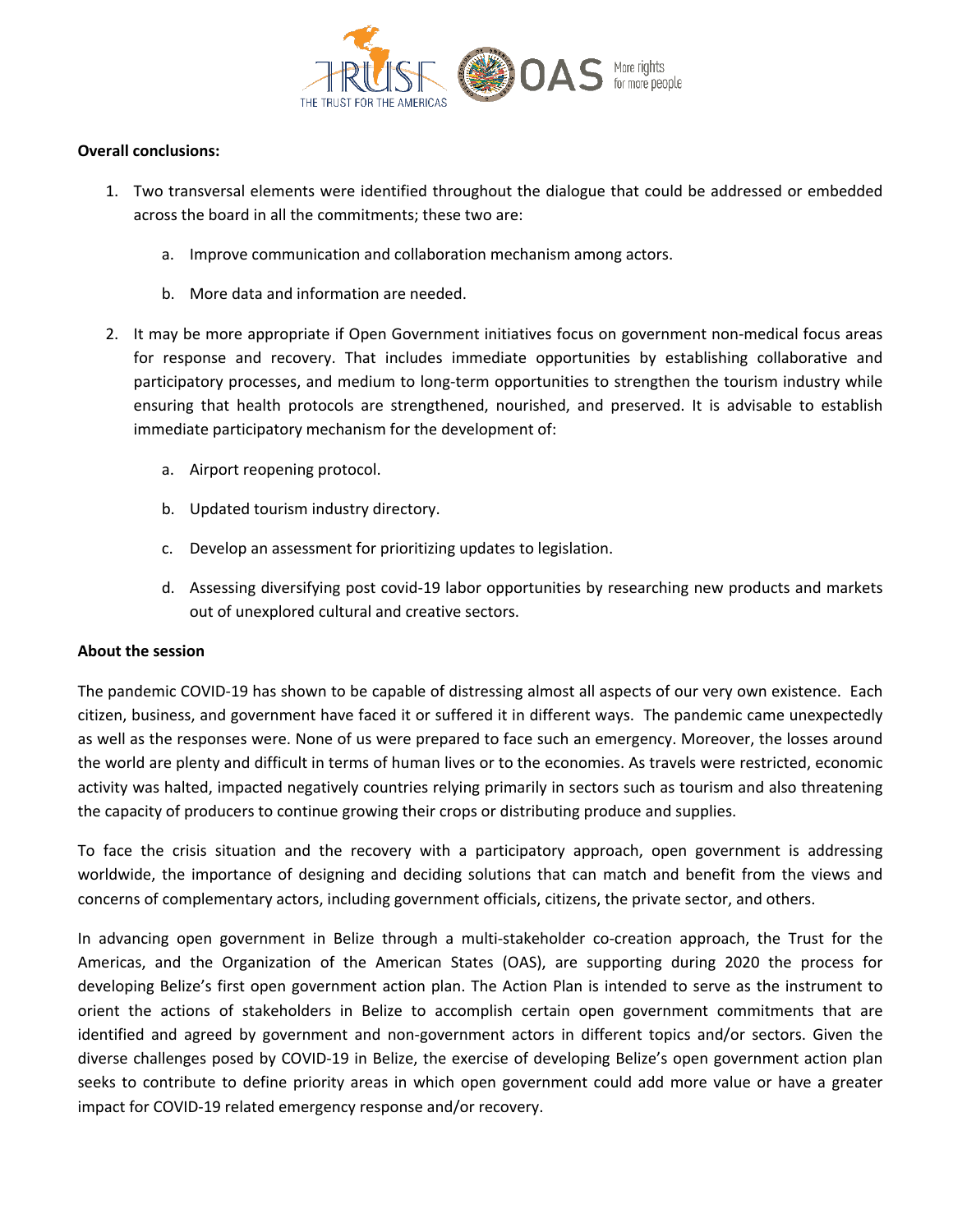**Overall conclusions:**

1. Two transversal elements were identified throughout the dialogue that could be addressed or embedded across the board in all the commitments; these two are:

   a. Improve communication and collaboration mechanism among actors.

   b. More data and information are needed.

2. It may be more appropriate if Open Government initiatives focus on government non-medical focus areas for response and recovery. That includes immediate opportunities by establishing collaborative and participatory processes, and medium to long-term opportunities to strengthen the tourism industry while ensuring that health protocols are strengthened, nourished, and preserved. It is advisable to establish immediate participatory mechanism for the development of:

   a. Airport reopening protocol.

   b. Updated tourism industry directory.

   c. Develop an assessment for prioritizing updates to legislation.

   d. Assessing diversifying post covid-19 labor opportunities by researching new products and markets out of unexplored cultural and creative sectors.

**About the session**

The pandemic COVID-19 has shown to be capable of distressing almost all aspects of our very own existence. Each citizen, business, and government have faced it or suffered it in different ways. The pandemic came unexpectedly as well as the responses were. None of us were prepared to face such an emergency. Moreover, the losses around the world are plenty and difficult in terms of human lives or to the economies. As travels were restricted, economic activity was halted, impacted negatively countries relying primarily in sectors such as tourism and also threatening the capacity of producers to continue growing their crops or distributing produce and supplies.

To face the crisis situation and the recovery with a participatory approach, open government is addressing worldwide, the importance of designing and deciding solutions that can match and benefit from the views and concerns of complementary actors, including government officials, citizens, the private sector, and others.

In advancing open government in Belize through a multi-stakeholder co-creation approach, the Trust for the Americas, and the Organization of the American States (OAS), are supporting during 2020 the process for developing Belize's first open government action plan. The Action Plan is intended to serve as the instrument to orient the actions of stakeholders in Belize to accomplish certain open government commitments that are identified and agreed by government and non-government actors in different topics and/or sectors. Given the diverse challenges posed by COVID-19 in Belize, the exercise of developing Belize's open government action plan seeks to contribute to define priority areas in which open government could add more value or have a greater impact for COVID-19 related emergency response and/or recovery.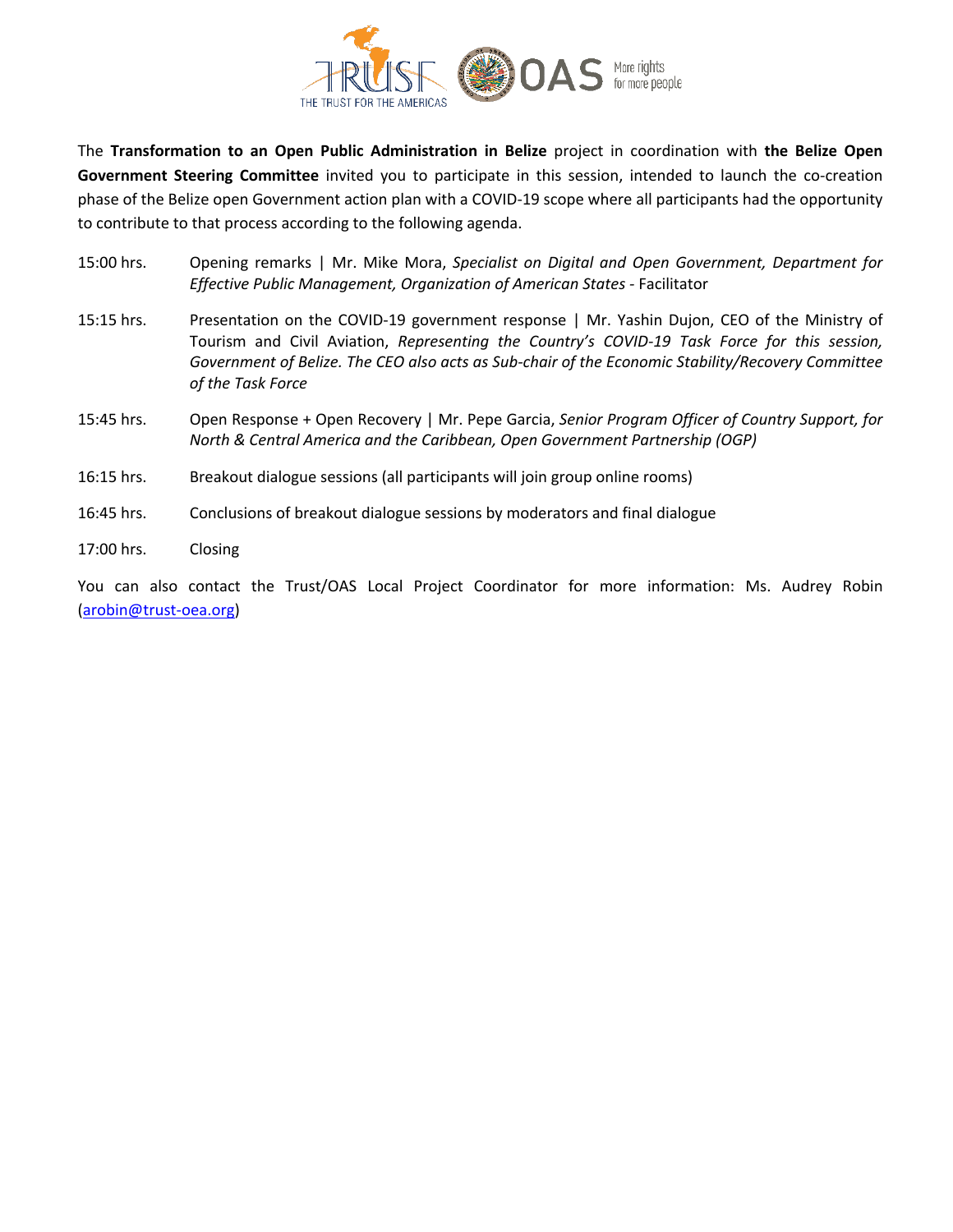The **Transformation to an Open Public Administration in Belize** project in coordination with **the Belize Open Government Steering Committee** invited you to participate in this session, intended to launch the co-creation phase of the Belize open Government action plan with a COVID-19 scope where all participants had the opportunity to contribute to that process according to the following agenda.

15:00 hrs. Opening remarks | Mr. Mike Mora, *Specialist on Digital and Open Government, Department for Effective Public Management, Organization of American States* - Facilitator

15:15 hrs. Presentation on the COVID-19 government response | Mr. Yashin Dujon, CEO of the Ministry of Tourism and Civil Aviation, *Representing the Country's COVID-19 Task Force for this session, Government of Belize. The CEO also acts as Sub-chair of the Economic Stability/Recovery Committee of the Task Force*

15:45 hrs. Open Response + Open Recovery | Mr. Pepe Garcia, *Senior Program Officer of Country Support, for North & Central America and the Caribbean, Open Government Partnership (OGP)*

16:15 hrs. Breakout dialogue sessions (all participants will join group online rooms)

16:45 hrs. Conclusions of breakout dialogue sessions by moderators and final dialogue

17:00 hrs. Closing

You can also contact the Trust/OAS Local Project Coordinator for more information: Ms. Audrey Robin (arobin@trust-oea.org)